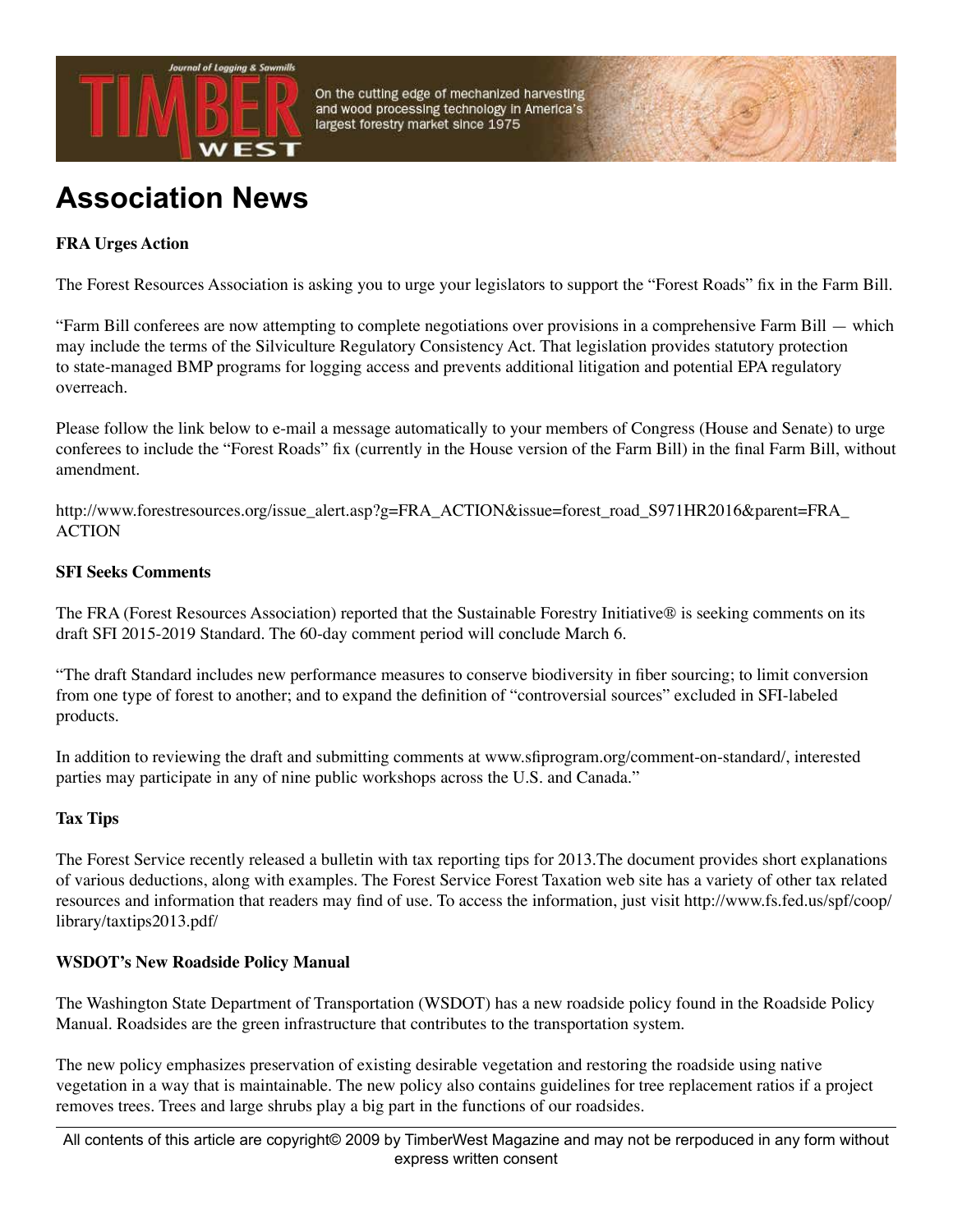# Association News

### FRA Urges Action

The Forest Resources Association is asking you to urge your legislators to support the "Forest Roads" fix in the Farm Bill.

"Farm Bill conferees are now attempting to complete negotiations over provisions in a comprehensive Farm Bill — which may include the terms of the Silviculture Regulatory Consistency Act. That legislation provides statutory protection to state-managed BMP programs for logging access and prevents additional litigation and potential EPA regulatory overreach.

Please follow the link below to e-mail a message automatically to your members of Congress (House and Senate) to urge conferees to include the "Forest Roads" fix (currently in the House version of the Farm Bill) in the final Farm Bill, without amendment.

http://www.forestresources.org/issue_alert.asp?g=FRA_ACTION&issue=forest_road_S971HR2016&parent=FRA_ACTION

### SFI Seeks Comments

The FRA (Forest Resources Association) reported that the Sustainable Forestry Initiative® is seeking comments on its draft SFI 2015-2019 Standard. The 60-day comment period will conclude March 6.

"The draft Standard includes new performance measures to conserve biodiversity in fiber sourcing; to limit conversion from one type of forest to another; and to expand the definition of "controversial sources" excluded in SFI-labeled products.

In addition to reviewing the draft and submitting comments at www.sfiprogram.org/comment-on-standard/, interested parties may participate in any of nine public workshops across the U.S. and Canada."

### Tax Tips

The Forest Service recently released a bulletin with tax reporting tips for 2013.The document provides short explanations of various deductions, along with examples. The Forest Service Forest Taxation web site has a variety of other tax related resources and information that readers may find of use. To access the information, just visit http://www.fs.fed.us/spf/coop/library/taxtips2013.pdf/

### WSDOT's New Roadside Policy Manual

The Washington State Department of Transportation (WSDOT) has a new roadside policy found in the Roadside Policy Manual. Roadsides are the green infrastructure that contributes to the transportation system.

The new policy emphasizes preservation of existing desirable vegetation and restoring the roadside using native vegetation in a way that is maintainable. The new policy also contains guidelines for tree replacement ratios if a project removes trees. Trees and large shrubs play a big part in the functions of our roadsides.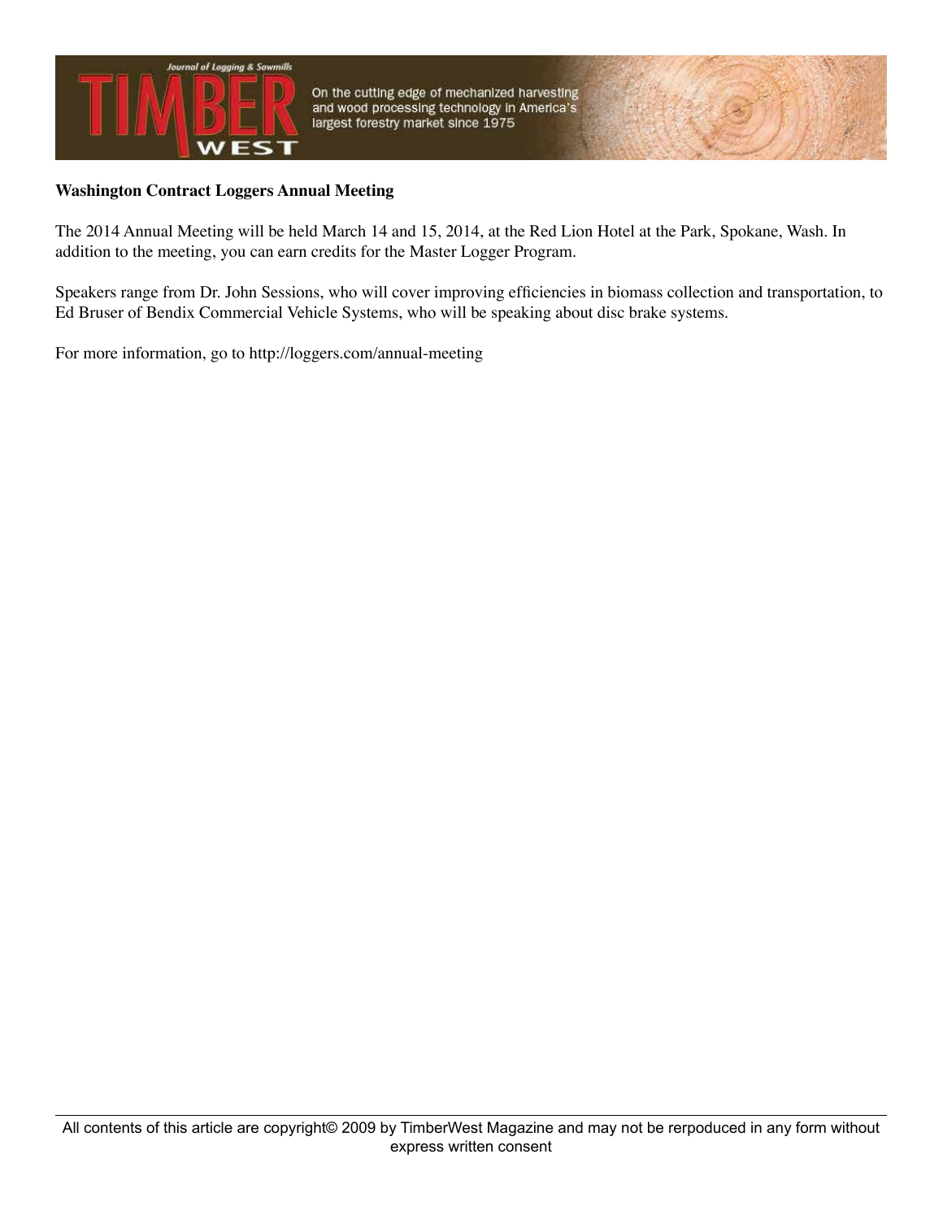**Washington Contract Loggers Annual Meeting**

The 2014 Annual Meeting will be held March 14 and 15, 2014, at the Red Lion Hotel at the Park, Spokane, Wash. In addition to the meeting, you can earn credits for the Master Logger Program.

Speakers range from Dr. John Sessions, who will cover improving efficiencies in biomass collection and transportation, to Ed Bruser of Bendix Commercial Vehicle Systems, who will be speaking about disc brake systems.

For more information, go to http://loggers.com/annual-meeting